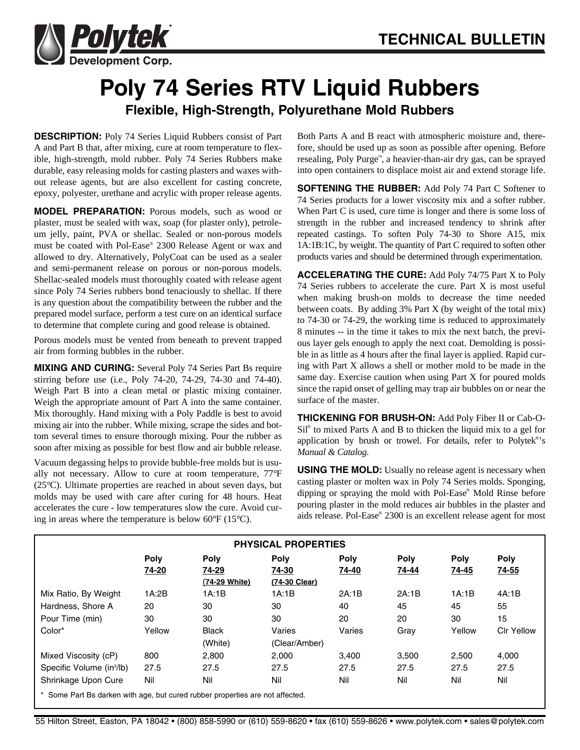**TECHNICAL BULLETIN**

# Poly 74 Series RTV Liquid Rubbers

## Flexible, High-Strength, Polyurethane Mold Rubbers

**DESCRIPTION:** Poly 74 Series Liquid Rubbers consist of Part A and Part B that, after mixing, cure at room temperature to flexible, high-strength, mold rubber. Poly 74 Series Rubbers make durable, easy releasing molds for casting plasters and waxes without release agents, but are also excellent for casting concrete, epoxy, polyester, urethane and acrylic with proper release agents.

**MODEL PREPARATION:** Porous models, such as wood or plaster, must be sealed with wax, soap (for plaster only), petroleum jelly, paint, PVA or shellac. Sealed or non-porous models must be coated with Pol-Ease® 2300 Release Agent or wax and allowed to dry. Alternatively, PolyCoat can be used as a sealer and semi-permanent release on porous or non-porous models. Shellac-sealed models must thoroughly coated with release agent since Poly 74 Series rubbers bond tenaciously to shellac. If there is any question about the compatibility between the rubber and the prepared model surface, perform a test cure on an identical surface to determine that complete curing and good release is obtained.

Porous models must be vented from beneath to prevent trapped air from forming bubbles in the rubber.

**MIXING AND CURING:** Several Poly 74 Series Part Bs require stirring before use (i.e., Poly 74-20, 74-29, 74-30 and 74-40). Weigh Part B into a clean metal or plastic mixing container. Weigh the appropriate amount of Part A into the same container. Mix thoroughly. Hand mixing with a Poly Paddle is best to avoid mixing air into the rubber. While mixing, scrape the sides and bottom several times to ensure thorough mixing. Pour the rubber as soon after mixing as possible for best flow and air bubble release.

Vacuum degassing helps to provide bubble-free molds but is usually not necessary. Allow to cure at room temperature, 77°F (25°C). Ultimate properties are reached in about seven days, but molds may be used with care after curing for 48 hours. Heat accelerates the cure - low temperatures slow the cure. Avoid curing in areas where the temperature is below 60°F (15°C).

Both Parts A and B react with atmospheric moisture and, therefore, should be used up as soon as possible after opening. Before resealing, Poly Purge™, a heavier-than-air dry gas, can be sprayed into open containers to displace moist air and extend storage life.

**SOFTENING THE RUBBER:** Add Poly 74 Part C Softener to 74 Series products for a lower viscosity mix and a softer rubber. When Part C is used, cure time is longer and there is some loss of strength in the rubber and increased tendency to shrink after repeated castings. To soften Poly 74-30 to Shore A15, mix 1A:1B:1C, by weight. The quantity of Part C required to soften other products varies and should be determined through experimentation.

**ACCELERATING THE CURE:** Add Poly 74/75 Part X to Poly 74 Series rubbers to accelerate the cure. Part X is most useful when making brush-on molds to decrease the time needed between coats. By adding 3% Part X (by weight of the total mix) to 74-30 or 74-29, the working time is reduced to approximately 8 minutes -- in the time it takes to mix the next batch, the previous layer gels enough to apply the next coat. Demolding is possible in as little as 4 hours after the final layer is applied. Rapid curing with Part X allows a shell or mother mold to be made in the same day. Exercise caution when using Part X for poured molds since the rapid onset of gelling may trap air bubbles on or near the surface of the master.

**THICKENING FOR BRUSH-ON:** Add Poly Fiber II or Cab-O-Sil® to mixed Parts A and B to thicken the liquid mix to a gel for application by brush or trowel. For details, refer to Polytek®'s *Manual & Catalog*.

**USING THE MOLD:** Usually no release agent is necessary when casting plaster or molten wax in Poly 74 Series molds. Sponging, dipping or spraying the mold with Pol-Ease® Mold Rinse before pouring plaster in the mold reduces air bubbles in the plaster and aids release. Pol-Ease® 2300 is an excellent release agent for most

**PHYSICAL PROPERTIES**

| | Poly 74-20 | Poly 74-29 (74-29 White) | Poly 74-30 (74-30 Clear) | Poly 74-40 | Poly 74-44 | Poly 74-45 | Poly 74-55 |
|---|---|---|---|---|---|---|---|
| Mix Ratio, By Weight | 1A:2B | 1A:1B | 1A:1B | 2A:1B | 2A:1B | 1A:1B | 4A:1B |
| Hardness, Shore A | 20 | 30 | 30 | 40 | 45 | 45 | 55 |
| Pour Time (min) | 30 | 30 | 30 | 20 | 20 | 30 | 15 |
| Color* | Yellow | Black (White) | Varies (Clear/Amber) | Varies | Gray | Yellow | Clr Yellow |
| Mixed Viscosity (cP) | 800 | 2,800 | 2,000 | 3,400 | 3,500 | 2,500 | 4,000 |
| Specific Volume ($in^3/lb$) | 27.5 | 27.5 | 27.5 | 27.5 | 27.5 | 27.5 | 27.5 |
| Shrinkage Upon Cure | Nil | Nil | Nil | Nil | Nil | Nil | Nil |

\* Some Part Bs darken with age, but cured rubber properties are not affected.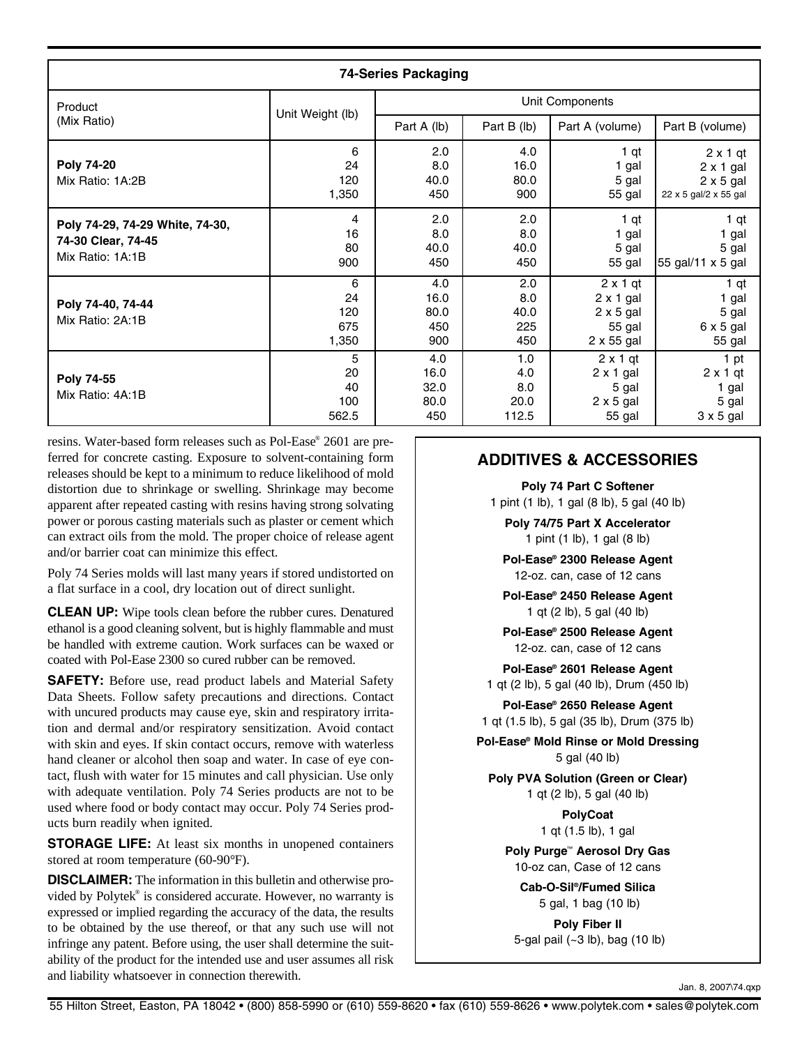| 74-Series Packaging | | | | | | |
|---|---|---|---|---|---|---|
| Product (Mix Ratio) | Unit Weight (lb) | Unit Components | | | |
| | | Part A (lb) | Part B (lb) | Part A (volume) | Part B (volume) |
| **Poly 74-20** Mix Ratio: 1A:2B | 6<br>24<br>120<br>1,350 | 2.0<br>8.0<br>40.0<br>450 | 4.0<br>16.0<br>80.0<br>900 | 1 qt<br>1 gal<br>5 gal<br>55 gal | 2 x 1 qt<br>2 x 1 gal<br>2 x 5 gal<br>22 x 5 gal/2 x 55 gal |
| **Poly 74-29, 74-29 White, 74-30, 74-30 Clear, 74-45** Mix Ratio: 1A:1B | 4<br>16<br>80<br>900 | 2.0<br>8.0<br>40.0<br>450 | 2.0<br>8.0<br>40.0<br>450 | 1 qt<br>1 gal<br>5 gal<br>55 gal | 1 qt<br>1 gal<br>5 gal<br>55 gal/11 x 5 gal |
| **Poly 74-40, 74-44** Mix Ratio: 2A:1B | 6<br>24<br>120<br>675<br>1,350 | 4.0<br>16.0<br>80.0<br>450<br>900 | 2.0<br>8.0<br>40.0<br>225<br>450 | 2 x 1 qt<br>2 x 1 gal<br>2 x 5 gal<br>55 gal<br>2 x 55 gal | 1 qt<br>1 gal<br>5 gal<br>6 x 5 gal<br>55 gal |
| **Poly 74-55** Mix Ratio: 4A:1B | 5<br>20<br>40<br>100<br>562.5 | 4.0<br>16.0<br>32.0<br>80.0<br>450 | 1.0<br>4.0<br>8.0<br>20.0<br>112.5 | 2 x 1 qt<br>2 x 1 gal<br>5 gal<br>2 x 5 gal<br>55 gal | 1 pt<br>2 x 1 qt<br>1 gal<br>5 gal<br>3 x 5 gal |

resins. Water-based form releases such as Pol-Ease® 2601 are preferred for concrete casting. Exposure to solvent-containing form releases should be kept to a minimum to reduce likelihood of mold distortion due to shrinkage or swelling. Shrinkage may become apparent after repeated casting with resins having strong solvating power or porous casting materials such as plaster or cement which can extract oils from the mold. The proper choice of release agent and/or barrier coat can minimize this effect.

Poly 74 Series molds will last many years if stored undistorted on a flat surface in a cool, dry location out of direct sunlight.

**CLEAN UP:** Wipe tools clean before the rubber cures. Denatured ethanol is a good cleaning solvent, but is highly flammable and must be handled with extreme caution. Work surfaces can be waxed or coated with Pol-Ease 2300 so cured rubber can be removed.

**SAFETY:** Before use, read product labels and Material Safety Data Sheets. Follow safety precautions and directions. Contact with uncured products may cause eye, skin and respiratory irritation and dermal and/or respiratory sensitization. Avoid contact with skin and eyes. If skin contact occurs, remove with waterless hand cleaner or alcohol then soap and water. In case of eye contact, flush with water for 15 minutes and call physician. Use only with adequate ventilation. Poly 74 Series products are not to be used where food or body contact may occur. Poly 74 Series products burn readily when ignited.

**STORAGE LIFE:** At least six months in unopened containers stored at room temperature (60-90°F).

**DISCLAIMER:** The information in this bulletin and otherwise provided by Polytek® is considered accurate. However, no warranty is expressed or implied regarding the accuracy of the data, the results to be obtained by the use thereof, or that any such use will not infringe any patent. Before using, the user shall determine the suitability of the product for the intended use and user assumes all risk and liability whatsoever in connection therewith.

## ADDITIVES & ACCESSORIES

**Poly 74 Part C Softener**
1 pint (1 lb), 1 gal (8 lb), 5 gal (40 lb)

**Poly 74/75 Part X Accelerator**
1 pint (1 lb), 1 gal (8 lb)

**Pol-Ease® 2300 Release Agent**
12-oz. can, case of 12 cans

**Pol-Ease® 2450 Release Agent**
1 qt (2 lb), 5 gal (40 lb)

**Pol-Ease® 2500 Release Agent**
12-oz. can, case of 12 cans

**Pol-Ease® 2601 Release Agent**
1 qt (2 lb), 5 gal (40 lb), Drum (450 lb)

**Pol-Ease® 2650 Release Agent**
1 qt (1.5 lb), 5 gal (35 lb), Drum (375 lb)

**Pol-Ease® Mold Rinse or Mold Dressing**
5 gal (40 lb)

**Poly PVA Solution (Green or Clear)**
1 qt (2 lb), 5 gal (40 lb)

**PolyCoat**
1 qt (1.5 lb), 1 gal

**Poly Purge™ Aerosol Dry Gas**
10-oz can, Case of 12 cans

**Cab-O-Sil®/Fumed Silica**
5 gal, 1 bag (10 lb)

**Poly Fiber II**
5-gal pail (~3 lb), bag (10 lb)

Jan. 8, 2007\74.qxp

55 Hilton Street, Easton, PA 18042 • (800) 858-5990 or (610) 559-8620 • fax (610) 559-8626 • www.polytek.com • sales@polytek.com